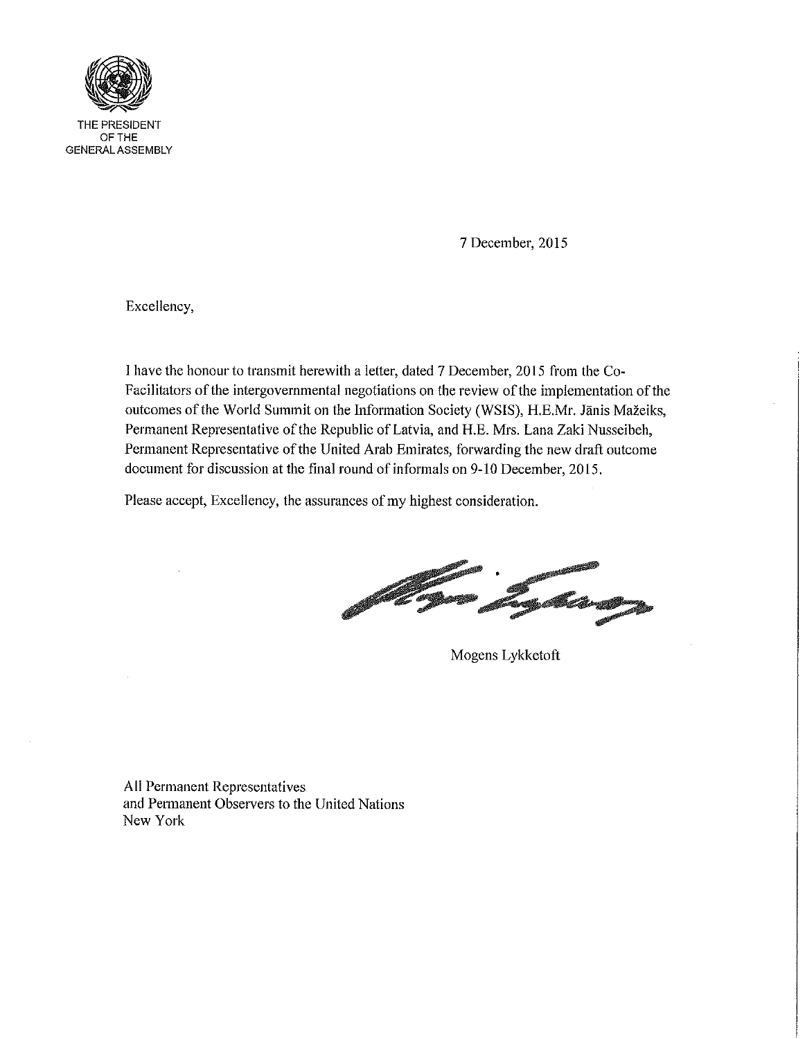THE PRESIDENT
OF THE
GENERAL ASSEMBLY

7 December, 2015

Excellency,

I have the honour to transmit herewith a letter, dated 7 December, 2015 from the Co-Facilitators of the intergovernmental negotiations on the review of the implementation of the outcomes of the World Summit on the Information Society (WSIS), H.E.Mr. Jānis Mažeiks, Permanent Representative of the Republic of Latvia, and H.E. Mrs. Lana Zaki Nusseibeh, Permanent Representative of the United Arab Emirates, forwarding the new draft outcome document for discussion at the final round of informals on 9-10 December, 2015.

Please accept, Excellency, the assurances of my highest consideration.

Mogens Lykketoft

All Permanent Representatives
and Permanent Observers to the United Nations
New York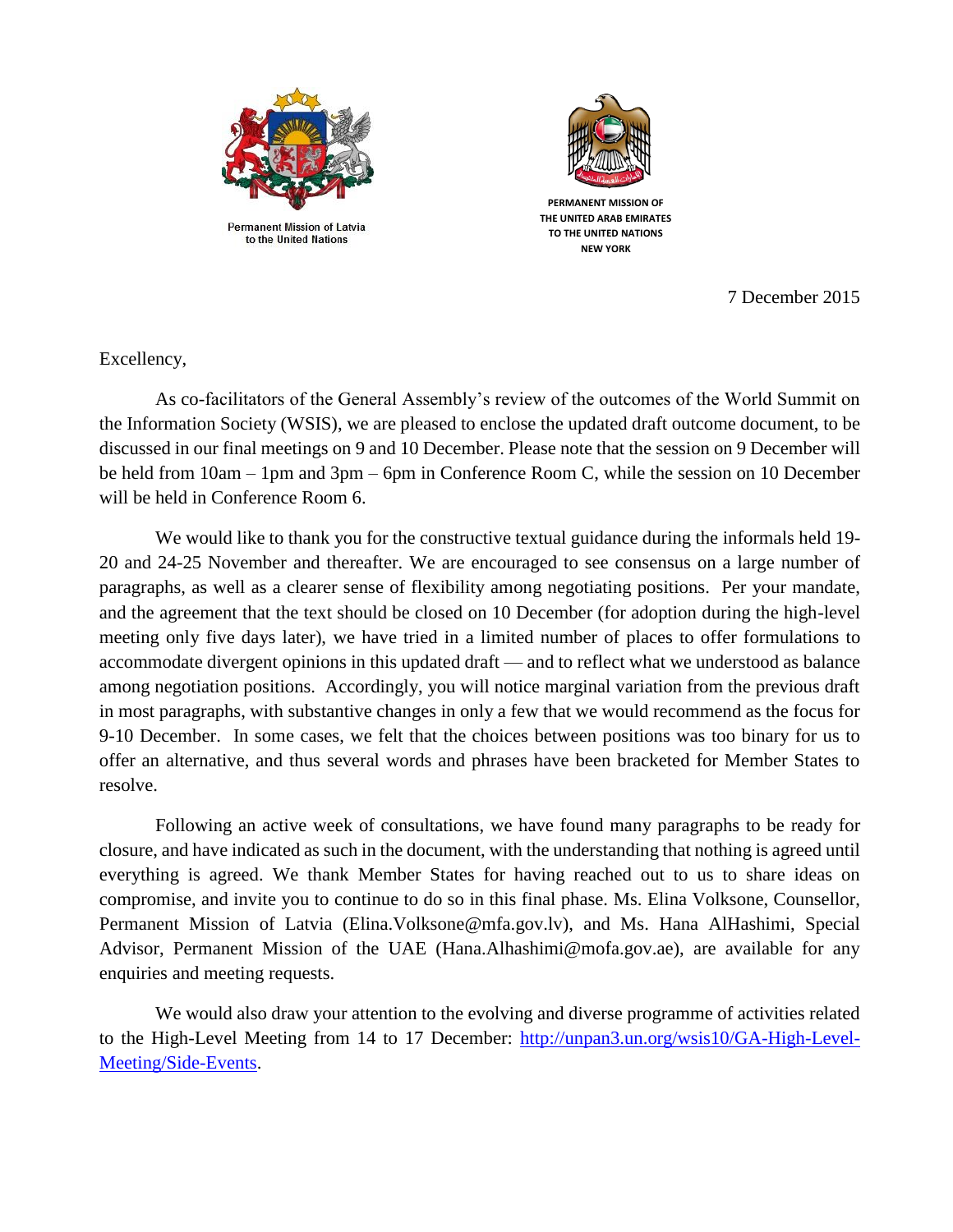Permanent Mission of Latvia
to the United Nations

PERMANENT MISSION OF
THE UNITED ARAB EMIRATES
TO THE UNITED NATIONS
NEW YORK

7 December 2015

Excellency,

As co-facilitators of the General Assembly's review of the outcomes of the World Summit on the Information Society (WSIS), we are pleased to enclose the updated draft outcome document, to be discussed in our final meetings on 9 and 10 December. Please note that the session on 9 December will be held from 10am – 1pm and 3pm – 6pm in Conference Room C, while the session on 10 December will be held in Conference Room 6.

We would like to thank you for the constructive textual guidance during the informals held 19-20 and 24-25 November and thereafter. We are encouraged to see consensus on a large number of paragraphs, as well as a clearer sense of flexibility among negotiating positions. Per your mandate, and the agreement that the text should be closed on 10 December (for adoption during the high-level meeting only five days later), we have tried in a limited number of places to offer formulations to accommodate divergent opinions in this updated draft — and to reflect what we understood as balance among negotiation positions. Accordingly, you will notice marginal variation from the previous draft in most paragraphs, with substantive changes in only a few that we would recommend as the focus for 9-10 December. In some cases, we felt that the choices between positions was too binary for us to offer an alternative, and thus several words and phrases have been bracketed for Member States to resolve.

Following an active week of consultations, we have found many paragraphs to be ready for closure, and have indicated as such in the document, with the understanding that nothing is agreed until everything is agreed. We thank Member States for having reached out to us to share ideas on compromise, and invite you to continue to do so in this final phase. Ms. Elina Volksone, Counsellor, Permanent Mission of Latvia (Elina.Volksone@mfa.gov.lv), and Ms. Hana AlHashimi, Special Advisor, Permanent Mission of the UAE (Hana.Alhashimi@mofa.gov.ae), are available for any enquiries and meeting requests.

We would also draw your attention to the evolving and diverse programme of activities related to the High-Level Meeting from 14 to 17 December: [http://unpan3.un.org/wsis10/GA-High-Level-Meeting/Side-Events](http://unpan3.un.org/wsis10/GA-High-Level-Meeting/Side-Events).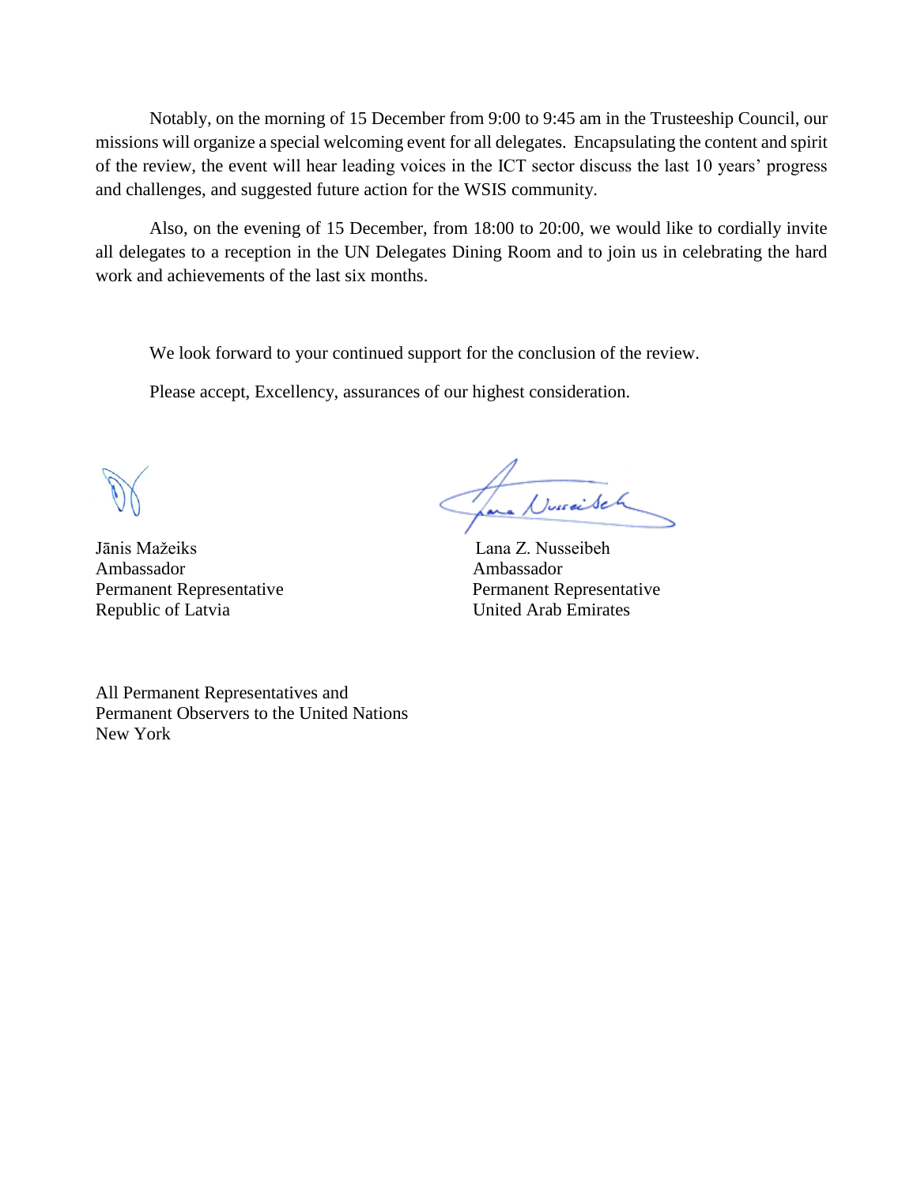Notably, on the morning of 15 December from 9:00 to 9:45 am in the Trusteeship Council, our missions will organize a special welcoming event for all delegates. Encapsulating the content and spirit of the review, the event will hear leading voices in the ICT sector discuss the last 10 years' progress and challenges, and suggested future action for the WSIS community.

Also, on the evening of 15 December, from 18:00 to 20:00, we would like to cordially invite all delegates to a reception in the UN Delegates Dining Room and to join us in celebrating the hard work and achievements of the last six months.

We look forward to your continued support for the conclusion of the review.

Please accept, Excellency, assurances of our highest consideration.

Jānis Mažeiks
Ambassador
Permanent Representative
Republic of Latvia

Lana Z. Nusseibeh
Ambassador
Permanent Representative
United Arab Emirates

All Permanent Representatives and
Permanent Observers to the United Nations
New York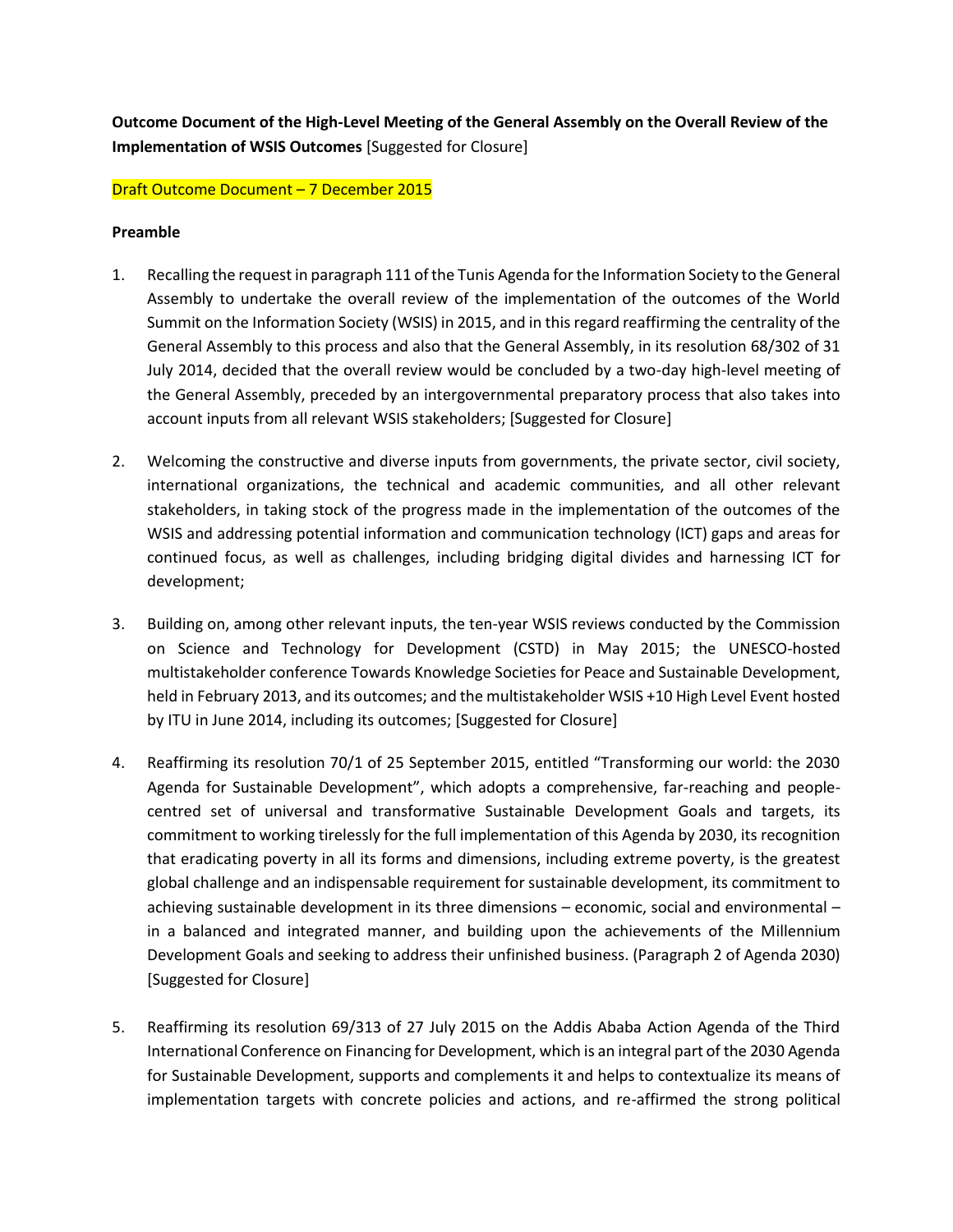**Outcome Document of the High-Level Meeting of the General Assembly on the Overall Review of the Implementation of WSIS Outcomes** [Suggested for Closure]

Draft Outcome Document – 7 December 2015

**Preamble**

1. Recalling the request in paragraph 111 of the Tunis Agenda for the Information Society to the General Assembly to undertake the overall review of the implementation of the outcomes of the World Summit on the Information Society (WSIS) in 2015, and in this regard reaffirming the centrality of the General Assembly to this process and also that the General Assembly, in its resolution 68/302 of 31 July 2014, decided that the overall review would be concluded by a two-day high-level meeting of the General Assembly, preceded by an intergovernmental preparatory process that also takes into account inputs from all relevant WSIS stakeholders; [Suggested for Closure]

2. Welcoming the constructive and diverse inputs from governments, the private sector, civil society, international organizations, the technical and academic communities, and all other relevant stakeholders, in taking stock of the progress made in the implementation of the outcomes of the WSIS and addressing potential information and communication technology (ICT) gaps and areas for continued focus, as well as challenges, including bridging digital divides and harnessing ICT for development;

3. Building on, among other relevant inputs, the ten-year WSIS reviews conducted by the Commission on Science and Technology for Development (CSTD) in May 2015; the UNESCO-hosted multistakeholder conference Towards Knowledge Societies for Peace and Sustainable Development, held in February 2013, and its outcomes; and the multistakeholder WSIS +10 High Level Event hosted by ITU in June 2014, including its outcomes; [Suggested for Closure]

4. Reaffirming its resolution 70/1 of 25 September 2015, entitled "Transforming our world: the 2030 Agenda for Sustainable Development", which adopts a comprehensive, far-reaching and people-centred set of universal and transformative Sustainable Development Goals and targets, its commitment to working tirelessly for the full implementation of this Agenda by 2030, its recognition that eradicating poverty in all its forms and dimensions, including extreme poverty, is the greatest global challenge and an indispensable requirement for sustainable development, its commitment to achieving sustainable development in its three dimensions – economic, social and environmental – in a balanced and integrated manner, and building upon the achievements of the Millennium Development Goals and seeking to address their unfinished business. (Paragraph 2 of Agenda 2030) [Suggested for Closure]

5. Reaffirming its resolution 69/313 of 27 July 2015 on the Addis Ababa Action Agenda of the Third International Conference on Financing for Development, which is an integral part of the 2030 Agenda for Sustainable Development, supports and complements it and helps to contextualize its means of implementation targets with concrete policies and actions, and re-affirmed the strong political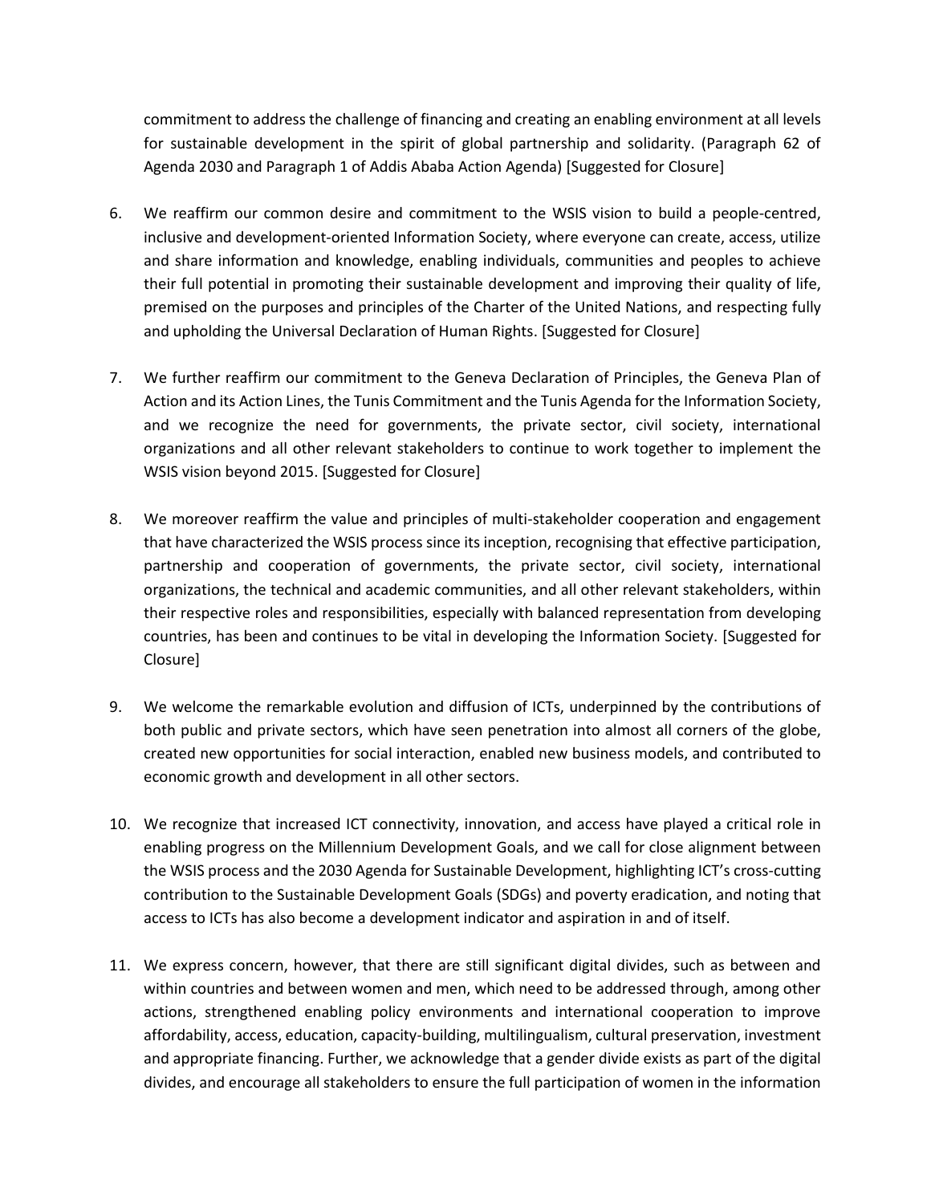commitment to address the challenge of financing and creating an enabling environment at all levels for sustainable development in the spirit of global partnership and solidarity. (Paragraph 62 of Agenda 2030 and Paragraph 1 of Addis Ababa Action Agenda) [Suggested for Closure]

6. We reaffirm our common desire and commitment to the WSIS vision to build a people-centred, inclusive and development-oriented Information Society, where everyone can create, access, utilize and share information and knowledge, enabling individuals, communities and peoples to achieve their full potential in promoting their sustainable development and improving their quality of life, premised on the purposes and principles of the Charter of the United Nations, and respecting fully and upholding the Universal Declaration of Human Rights. [Suggested for Closure]

7. We further reaffirm our commitment to the Geneva Declaration of Principles, the Geneva Plan of Action and its Action Lines, the Tunis Commitment and the Tunis Agenda for the Information Society, and we recognize the need for governments, the private sector, civil society, international organizations and all other relevant stakeholders to continue to work together to implement the WSIS vision beyond 2015. [Suggested for Closure]

8. We moreover reaffirm the value and principles of multi-stakeholder cooperation and engagement that have characterized the WSIS process since its inception, recognising that effective participation, partnership and cooperation of governments, the private sector, civil society, international organizations, the technical and academic communities, and all other relevant stakeholders, within their respective roles and responsibilities, especially with balanced representation from developing countries, has been and continues to be vital in developing the Information Society. [Suggested for Closure]

9. We welcome the remarkable evolution and diffusion of ICTs, underpinned by the contributions of both public and private sectors, which have seen penetration into almost all corners of the globe, created new opportunities for social interaction, enabled new business models, and contributed to economic growth and development in all other sectors.

10. We recognize that increased ICT connectivity, innovation, and access have played a critical role in enabling progress on the Millennium Development Goals, and we call for close alignment between the WSIS process and the 2030 Agenda for Sustainable Development, highlighting ICT's cross-cutting contribution to the Sustainable Development Goals (SDGs) and poverty eradication, and noting that access to ICTs has also become a development indicator and aspiration in and of itself.

11. We express concern, however, that there are still significant digital divides, such as between and within countries and between women and men, which need to be addressed through, among other actions, strengthened enabling policy environments and international cooperation to improve affordability, access, education, capacity-building, multilingualism, cultural preservation, investment and appropriate financing. Further, we acknowledge that a gender divide exists as part of the digital divides, and encourage all stakeholders to ensure the full participation of women in the information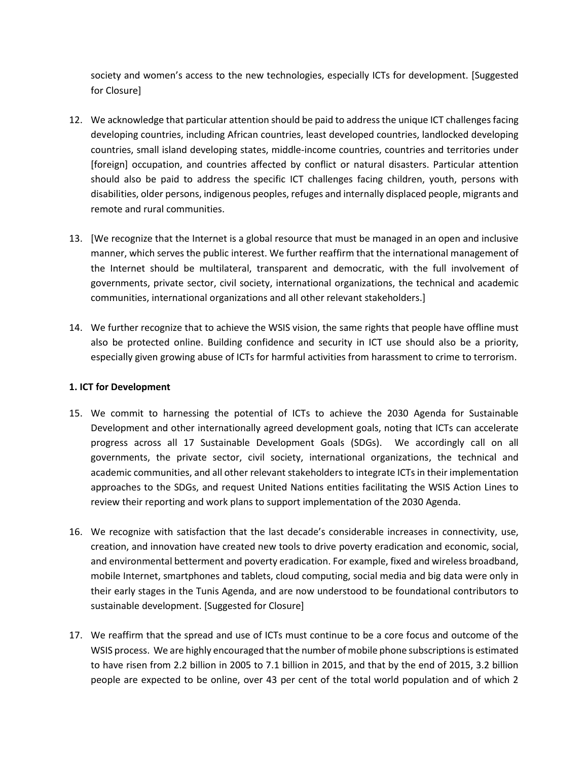society and women's access to the new technologies, especially ICTs for development. [Suggested for Closure]

12. We acknowledge that particular attention should be paid to address the unique ICT challenges facing developing countries, including African countries, least developed countries, landlocked developing countries, small island developing states, middle-income countries, countries and territories under [foreign] occupation, and countries affected by conflict or natural disasters. Particular attention should also be paid to address the specific ICT challenges facing children, youth, persons with disabilities, older persons, indigenous peoples, refuges and internally displaced people, migrants and remote and rural communities.

13. [We recognize that the Internet is a global resource that must be managed in an open and inclusive manner, which serves the public interest. We further reaffirm that the international management of the Internet should be multilateral, transparent and democratic, with the full involvement of governments, private sector, civil society, international organizations, the technical and academic communities, international organizations and all other relevant stakeholders.]

14. We further recognize that to achieve the WSIS vision, the same rights that people have offline must also be protected online. Building confidence and security in ICT use should also be a priority, especially given growing abuse of ICTs for harmful activities from harassment to crime to terrorism.

**1. ICT for Development**

15. We commit to harnessing the potential of ICTs to achieve the 2030 Agenda for Sustainable Development and other internationally agreed development goals, noting that ICTs can accelerate progress across all 17 Sustainable Development Goals (SDGs). We accordingly call on all governments, the private sector, civil society, international organizations, the technical and academic communities, and all other relevant stakeholders to integrate ICTs in their implementation approaches to the SDGs, and request United Nations entities facilitating the WSIS Action Lines to review their reporting and work plans to support implementation of the 2030 Agenda.

16. We recognize with satisfaction that the last decade's considerable increases in connectivity, use, creation, and innovation have created new tools to drive poverty eradication and economic, social, and environmental betterment and poverty eradication. For example, fixed and wireless broadband, mobile Internet, smartphones and tablets, cloud computing, social media and big data were only in their early stages in the Tunis Agenda, and are now understood to be foundational contributors to sustainable development. [Suggested for Closure]

17. We reaffirm that the spread and use of ICTs must continue to be a core focus and outcome of the WSIS process. We are highly encouraged that the number of mobile phone subscriptions is estimated to have risen from 2.2 billion in 2005 to 7.1 billion in 2015, and that by the end of 2015, 3.2 billion people are expected to be online, over 43 per cent of the total world population and of which 2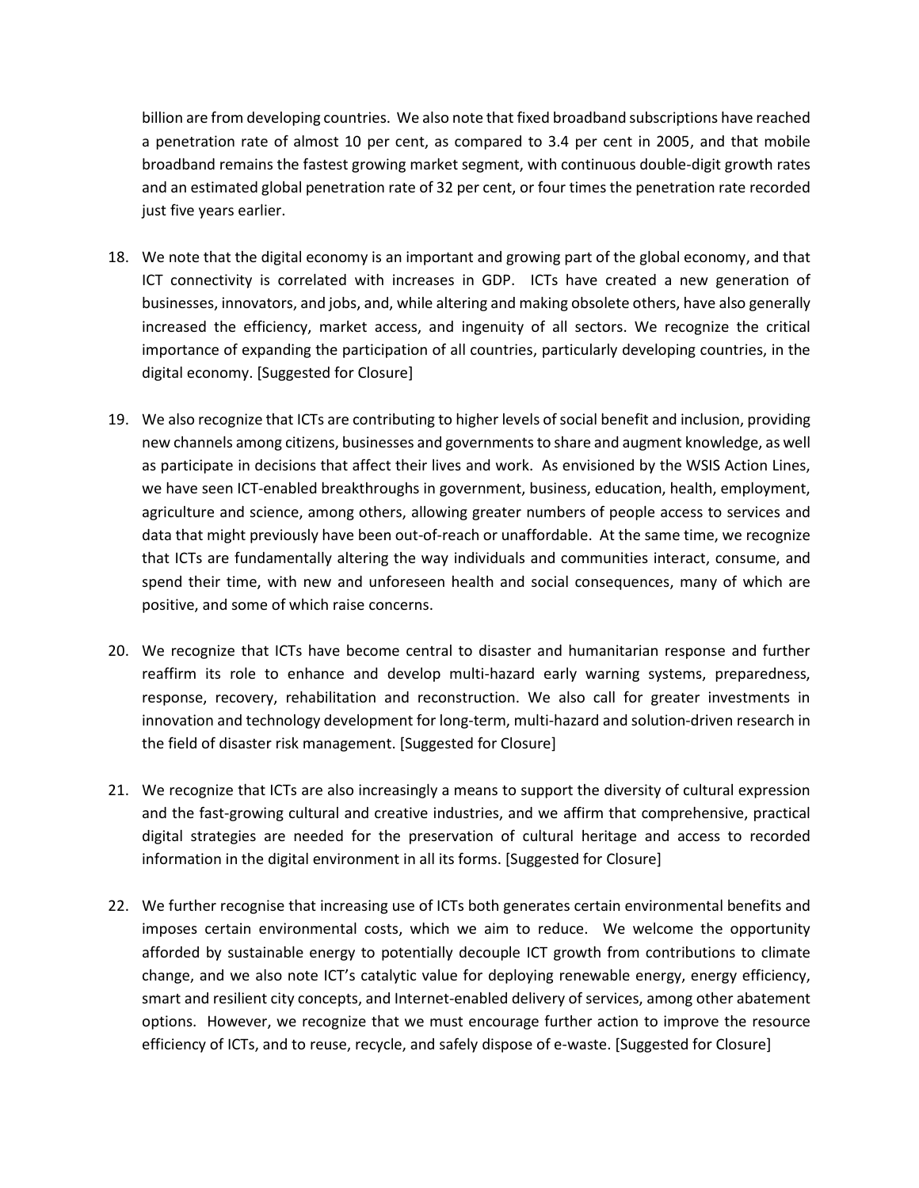billion are from developing countries. We also note that fixed broadband subscriptions have reached a penetration rate of almost 10 per cent, as compared to 3.4 per cent in 2005, and that mobile broadband remains the fastest growing market segment, with continuous double-digit growth rates and an estimated global penetration rate of 32 per cent, or four times the penetration rate recorded just five years earlier.

18. We note that the digital economy is an important and growing part of the global economy, and that ICT connectivity is correlated with increases in GDP. ICTs have created a new generation of businesses, innovators, and jobs, and, while altering and making obsolete others, have also generally increased the efficiency, market access, and ingenuity of all sectors. We recognize the critical importance of expanding the participation of all countries, particularly developing countries, in the digital economy. [Suggested for Closure]

19. We also recognize that ICTs are contributing to higher levels of social benefit and inclusion, providing new channels among citizens, businesses and governments to share and augment knowledge, as well as participate in decisions that affect their lives and work. As envisioned by the WSIS Action Lines, we have seen ICT-enabled breakthroughs in government, business, education, health, employment, agriculture and science, among others, allowing greater numbers of people access to services and data that might previously have been out-of-reach or unaffordable. At the same time, we recognize that ICTs are fundamentally altering the way individuals and communities interact, consume, and spend their time, with new and unforeseen health and social consequences, many of which are positive, and some of which raise concerns.

20. We recognize that ICTs have become central to disaster and humanitarian response and further reaffirm its role to enhance and develop multi-hazard early warning systems, preparedness, response, recovery, rehabilitation and reconstruction. We also call for greater investments in innovation and technology development for long-term, multi-hazard and solution-driven research in the field of disaster risk management. [Suggested for Closure]

21. We recognize that ICTs are also increasingly a means to support the diversity of cultural expression and the fast-growing cultural and creative industries, and we affirm that comprehensive, practical digital strategies are needed for the preservation of cultural heritage and access to recorded information in the digital environment in all its forms. [Suggested for Closure]

22. We further recognise that increasing use of ICTs both generates certain environmental benefits and imposes certain environmental costs, which we aim to reduce. We welcome the opportunity afforded by sustainable energy to potentially decouple ICT growth from contributions to climate change, and we also note ICT's catalytic value for deploying renewable energy, energy efficiency, smart and resilient city concepts, and Internet-enabled delivery of services, among other abatement options. However, we recognize that we must encourage further action to improve the resource efficiency of ICTs, and to reuse, recycle, and safely dispose of e-waste. [Suggested for Closure]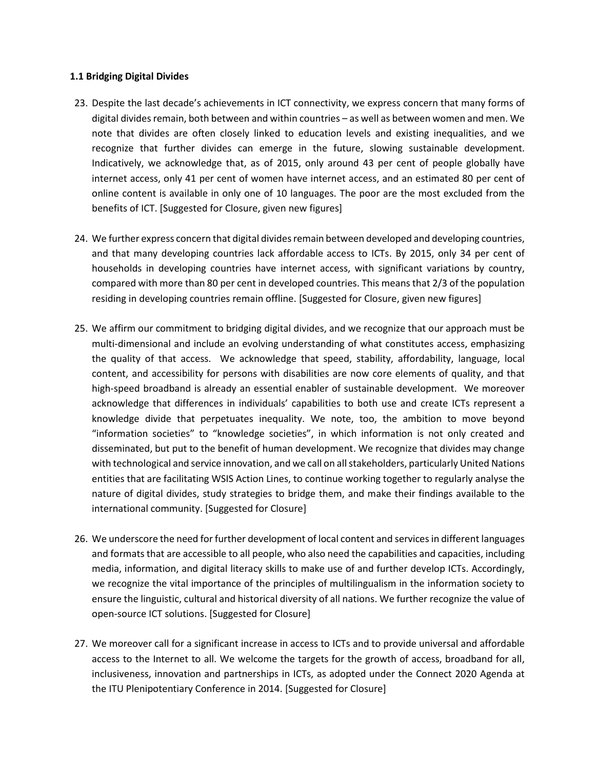### 1.1 Bridging Digital Divides

23. Despite the last decade's achievements in ICT connectivity, we express concern that many forms of digital divides remain, both between and within countries – as well as between women and men. We note that divides are often closely linked to education levels and existing inequalities, and we recognize that further divides can emerge in the future, slowing sustainable development. Indicatively, we acknowledge that, as of 2015, only around 43 per cent of people globally have internet access, only 41 per cent of women have internet access, and an estimated 80 per cent of online content is available in only one of 10 languages. The poor are the most excluded from the benefits of ICT. [Suggested for Closure, given new figures]

24. We further express concern that digital divides remain between developed and developing countries, and that many developing countries lack affordable access to ICTs. By 2015, only 34 per cent of households in developing countries have internet access, with significant variations by country, compared with more than 80 per cent in developed countries. This means that 2/3 of the population residing in developing countries remain offline. [Suggested for Closure, given new figures]

25. We affirm our commitment to bridging digital divides, and we recognize that our approach must be multi-dimensional and include an evolving understanding of what constitutes access, emphasizing the quality of that access. We acknowledge that speed, stability, affordability, language, local content, and accessibility for persons with disabilities are now core elements of quality, and that high-speed broadband is already an essential enabler of sustainable development. We moreover acknowledge that differences in individuals' capabilities to both use and create ICTs represent a knowledge divide that perpetuates inequality. We note, too, the ambition to move beyond "information societies" to "knowledge societies", in which information is not only created and disseminated, but put to the benefit of human development. We recognize that divides may change with technological and service innovation, and we call on all stakeholders, particularly United Nations entities that are facilitating WSIS Action Lines, to continue working together to regularly analyse the nature of digital divides, study strategies to bridge them, and make their findings available to the international community. [Suggested for Closure]

26. We underscore the need for further development of local content and services in different languages and formats that are accessible to all people, who also need the capabilities and capacities, including media, information, and digital literacy skills to make use of and further develop ICTs. Accordingly, we recognize the vital importance of the principles of multilingualism in the information society to ensure the linguistic, cultural and historical diversity of all nations. We further recognize the value of open-source ICT solutions. [Suggested for Closure]

27. We moreover call for a significant increase in access to ICTs and to provide universal and affordable access to the Internet to all. We welcome the targets for the growth of access, broadband for all, inclusiveness, innovation and partnerships in ICTs, as adopted under the Connect 2020 Agenda at the ITU Plenipotentiary Conference in 2014. [Suggested for Closure]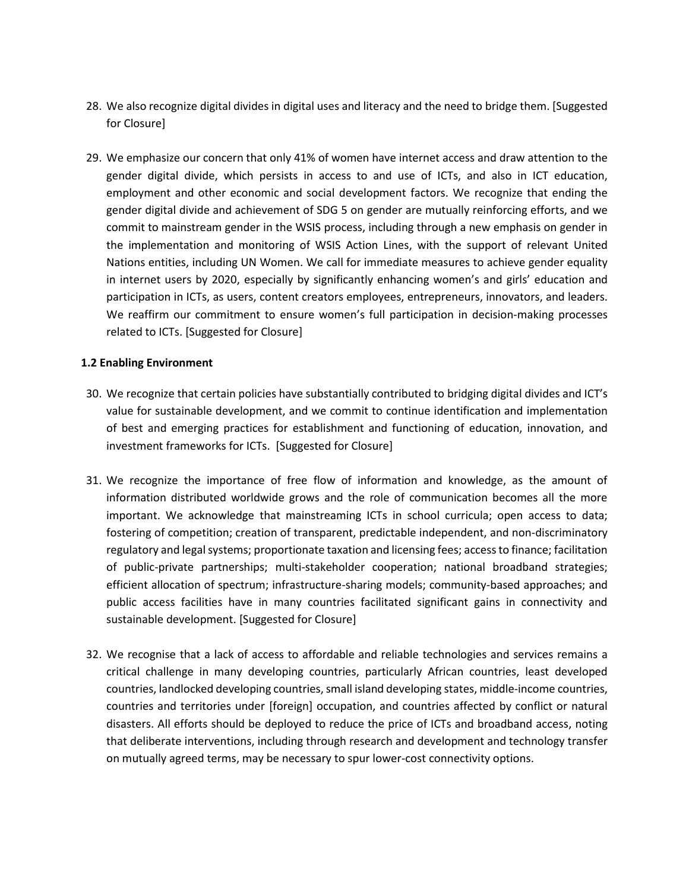28. We also recognize digital divides in digital uses and literacy and the need to bridge them. [Suggested for Closure]

29. We emphasize our concern that only 41% of women have internet access and draw attention to the gender digital divide, which persists in access to and use of ICTs, and also in ICT education, employment and other economic and social development factors. We recognize that ending the gender digital divide and achievement of SDG 5 on gender are mutually reinforcing efforts, and we commit to mainstream gender in the WSIS process, including through a new emphasis on gender in the implementation and monitoring of WSIS Action Lines, with the support of relevant United Nations entities, including UN Women. We call for immediate measures to achieve gender equality in internet users by 2020, especially by significantly enhancing women's and girls' education and participation in ICTs, as users, content creators employees, entrepreneurs, innovators, and leaders. We reaffirm our commitment to ensure women's full participation in decision-making processes related to ICTs. [Suggested for Closure]

**1.2 Enabling Environment**

30. We recognize that certain policies have substantially contributed to bridging digital divides and ICT's value for sustainable development, and we commit to continue identification and implementation of best and emerging practices for establishment and functioning of education, innovation, and investment frameworks for ICTs. [Suggested for Closure]

31. We recognize the importance of free flow of information and knowledge, as the amount of information distributed worldwide grows and the role of communication becomes all the more important. We acknowledge that mainstreaming ICTs in school curricula; open access to data; fostering of competition; creation of transparent, predictable independent, and non-discriminatory regulatory and legal systems; proportionate taxation and licensing fees; access to finance; facilitation of public-private partnerships; multi-stakeholder cooperation; national broadband strategies; efficient allocation of spectrum; infrastructure-sharing models; community-based approaches; and public access facilities have in many countries facilitated significant gains in connectivity and sustainable development. [Suggested for Closure]

32. We recognise that a lack of access to affordable and reliable technologies and services remains a critical challenge in many developing countries, particularly African countries, least developed countries, landlocked developing countries, small island developing states, middle-income countries, countries and territories under [foreign] occupation, and countries affected by conflict or natural disasters. All efforts should be deployed to reduce the price of ICTs and broadband access, noting that deliberate interventions, including through research and development and technology transfer on mutually agreed terms, may be necessary to spur lower-cost connectivity options.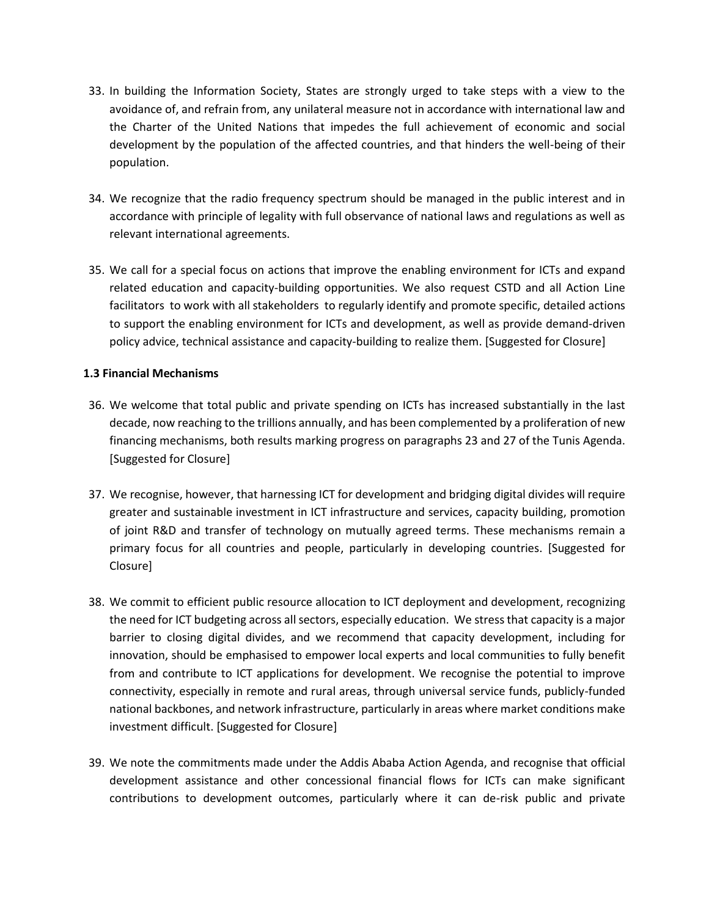33. In building the Information Society, States are strongly urged to take steps with a view to the avoidance of, and refrain from, any unilateral measure not in accordance with international law and the Charter of the United Nations that impedes the full achievement of economic and social development by the population of the affected countries, and that hinders the well-being of their population.

34. We recognize that the radio frequency spectrum should be managed in the public interest and in accordance with principle of legality with full observance of national laws and regulations as well as relevant international agreements.

35. We call for a special focus on actions that improve the enabling environment for ICTs and expand related education and capacity-building opportunities. We also request CSTD and all Action Line facilitators to work with all stakeholders to regularly identify and promote specific, detailed actions to support the enabling environment for ICTs and development, as well as provide demand-driven policy advice, technical assistance and capacity-building to realize them. [Suggested for Closure]

**1.3 Financial Mechanisms**

36. We welcome that total public and private spending on ICTs has increased substantially in the last decade, now reaching to the trillions annually, and has been complemented by a proliferation of new financing mechanisms, both results marking progress on paragraphs 23 and 27 of the Tunis Agenda. [Suggested for Closure]

37. We recognise, however, that harnessing ICT for development and bridging digital divides will require greater and sustainable investment in ICT infrastructure and services, capacity building, promotion of joint R&D and transfer of technology on mutually agreed terms. These mechanisms remain a primary focus for all countries and people, particularly in developing countries. [Suggested for Closure]

38. We commit to efficient public resource allocation to ICT deployment and development, recognizing the need for ICT budgeting across all sectors, especially education. We stress that capacity is a major barrier to closing digital divides, and we recommend that capacity development, including for innovation, should be emphasised to empower local experts and local communities to fully benefit from and contribute to ICT applications for development. We recognise the potential to improve connectivity, especially in remote and rural areas, through universal service funds, publicly-funded national backbones, and network infrastructure, particularly in areas where market conditions make investment difficult. [Suggested for Closure]

39. We note the commitments made under the Addis Ababa Action Agenda, and recognise that official development assistance and other concessional financial flows for ICTs can make significant contributions to development outcomes, particularly where it can de-risk public and private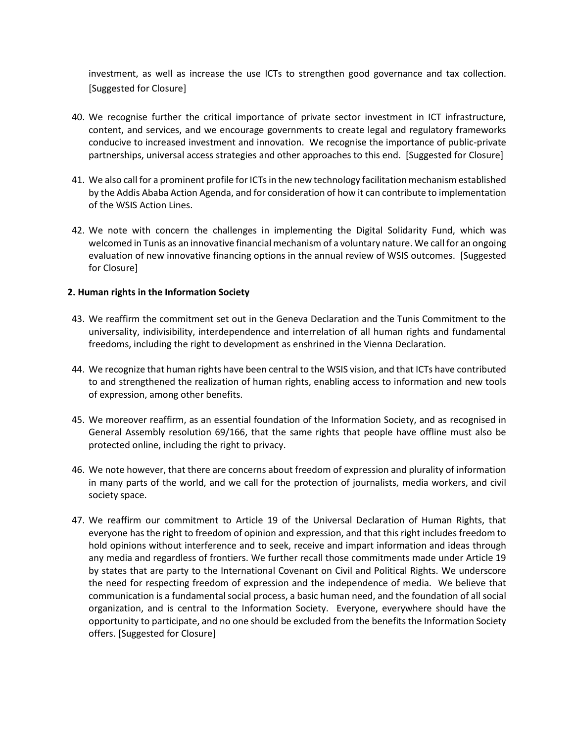investment, as well as increase the use ICTs to strengthen good governance and tax collection. [Suggested for Closure]

40. We recognise further the critical importance of private sector investment in ICT infrastructure, content, and services, and we encourage governments to create legal and regulatory frameworks conducive to increased investment and innovation. We recognise the importance of public-private partnerships, universal access strategies and other approaches to this end. [Suggested for Closure]

41. We also call for a prominent profile for ICTs in the new technology facilitation mechanism established by the Addis Ababa Action Agenda, and for consideration of how it can contribute to implementation of the WSIS Action Lines.

42. We note with concern the challenges in implementing the Digital Solidarity Fund, which was welcomed in Tunis as an innovative financial mechanism of a voluntary nature. We call for an ongoing evaluation of new innovative financing options in the annual review of WSIS outcomes. [Suggested for Closure]

**2. Human rights in the Information Society**

43. We reaffirm the commitment set out in the Geneva Declaration and the Tunis Commitment to the universality, indivisibility, interdependence and interrelation of all human rights and fundamental freedoms, including the right to development as enshrined in the Vienna Declaration.

44. We recognize that human rights have been central to the WSIS vision, and that ICTs have contributed to and strengthened the realization of human rights, enabling access to information and new tools of expression, among other benefits.

45. We moreover reaffirm, as an essential foundation of the Information Society, and as recognised in General Assembly resolution 69/166, that the same rights that people have offline must also be protected online, including the right to privacy.

46. We note however, that there are concerns about freedom of expression and plurality of information in many parts of the world, and we call for the protection of journalists, media workers, and civil society space.

47. We reaffirm our commitment to Article 19 of the Universal Declaration of Human Rights, that everyone has the right to freedom of opinion and expression, and that this right includes freedom to hold opinions without interference and to seek, receive and impart information and ideas through any media and regardless of frontiers. We further recall those commitments made under Article 19 by states that are party to the International Covenant on Civil and Political Rights. We underscore the need for respecting freedom of expression and the independence of media. We believe that communication is a fundamental social process, a basic human need, and the foundation of all social organization, and is central to the Information Society. Everyone, everywhere should have the opportunity to participate, and no one should be excluded from the benefits the Information Society offers. [Suggested for Closure]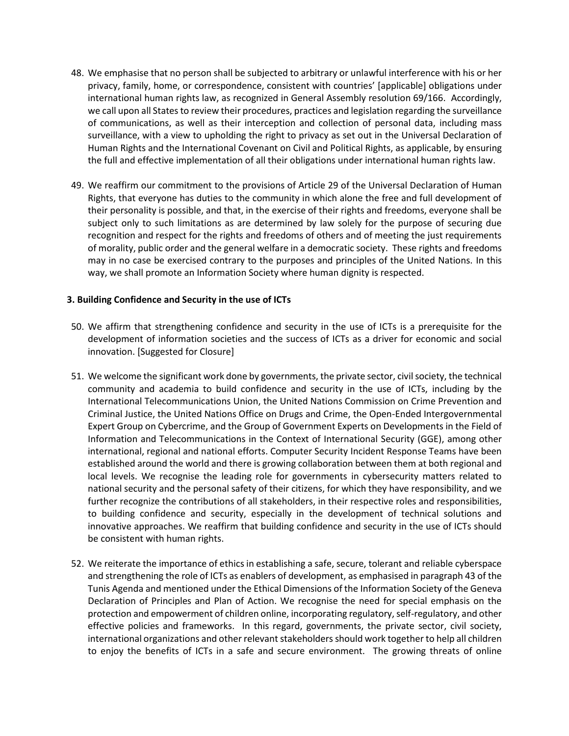48. We emphasise that no person shall be subjected to arbitrary or unlawful interference with his or her privacy, family, home, or correspondence, consistent with countries' [applicable] obligations under international human rights law, as recognized in General Assembly resolution 69/166. Accordingly, we call upon all States to review their procedures, practices and legislation regarding the surveillance of communications, as well as their interception and collection of personal data, including mass surveillance, with a view to upholding the right to privacy as set out in the Universal Declaration of Human Rights and the International Covenant on Civil and Political Rights, as applicable, by ensuring the full and effective implementation of all their obligations under international human rights law.

49. We reaffirm our commitment to the provisions of Article 29 of the Universal Declaration of Human Rights, that everyone has duties to the community in which alone the free and full development of their personality is possible, and that, in the exercise of their rights and freedoms, everyone shall be subject only to such limitations as are determined by law solely for the purpose of securing due recognition and respect for the rights and freedoms of others and of meeting the just requirements of morality, public order and the general welfare in a democratic society. These rights and freedoms may in no case be exercised contrary to the purposes and principles of the United Nations. In this way, we shall promote an Information Society where human dignity is respected.

**3. Building Confidence and Security in the use of ICTs**

50. We affirm that strengthening confidence and security in the use of ICTs is a prerequisite for the development of information societies and the success of ICTs as a driver for economic and social innovation. [Suggested for Closure]

51. We welcome the significant work done by governments, the private sector, civil society, the technical community and academia to build confidence and security in the use of ICTs, including by the International Telecommunications Union, the United Nations Commission on Crime Prevention and Criminal Justice, the United Nations Office on Drugs and Crime, the Open-Ended Intergovernmental Expert Group on Cybercrime, and the Group of Government Experts on Developments in the Field of Information and Telecommunications in the Context of International Security (GGE), among other international, regional and national efforts. Computer Security Incident Response Teams have been established around the world and there is growing collaboration between them at both regional and local levels. We recognise the leading role for governments in cybersecurity matters related to national security and the personal safety of their citizens, for which they have responsibility, and we further recognize the contributions of all stakeholders, in their respective roles and responsibilities, to building confidence and security, especially in the development of technical solutions and innovative approaches. We reaffirm that building confidence and security in the use of ICTs should be consistent with human rights.

52. We reiterate the importance of ethics in establishing a safe, secure, tolerant and reliable cyberspace and strengthening the role of ICTs as enablers of development, as emphasised in paragraph 43 of the Tunis Agenda and mentioned under the Ethical Dimensions of the Information Society of the Geneva Declaration of Principles and Plan of Action. We recognise the need for special emphasis on the protection and empowerment of children online, incorporating regulatory, self-regulatory, and other effective policies and frameworks. In this regard, governments, the private sector, civil society, international organizations and other relevant stakeholders should work together to help all children to enjoy the benefits of ICTs in a safe and secure environment. The growing threats of online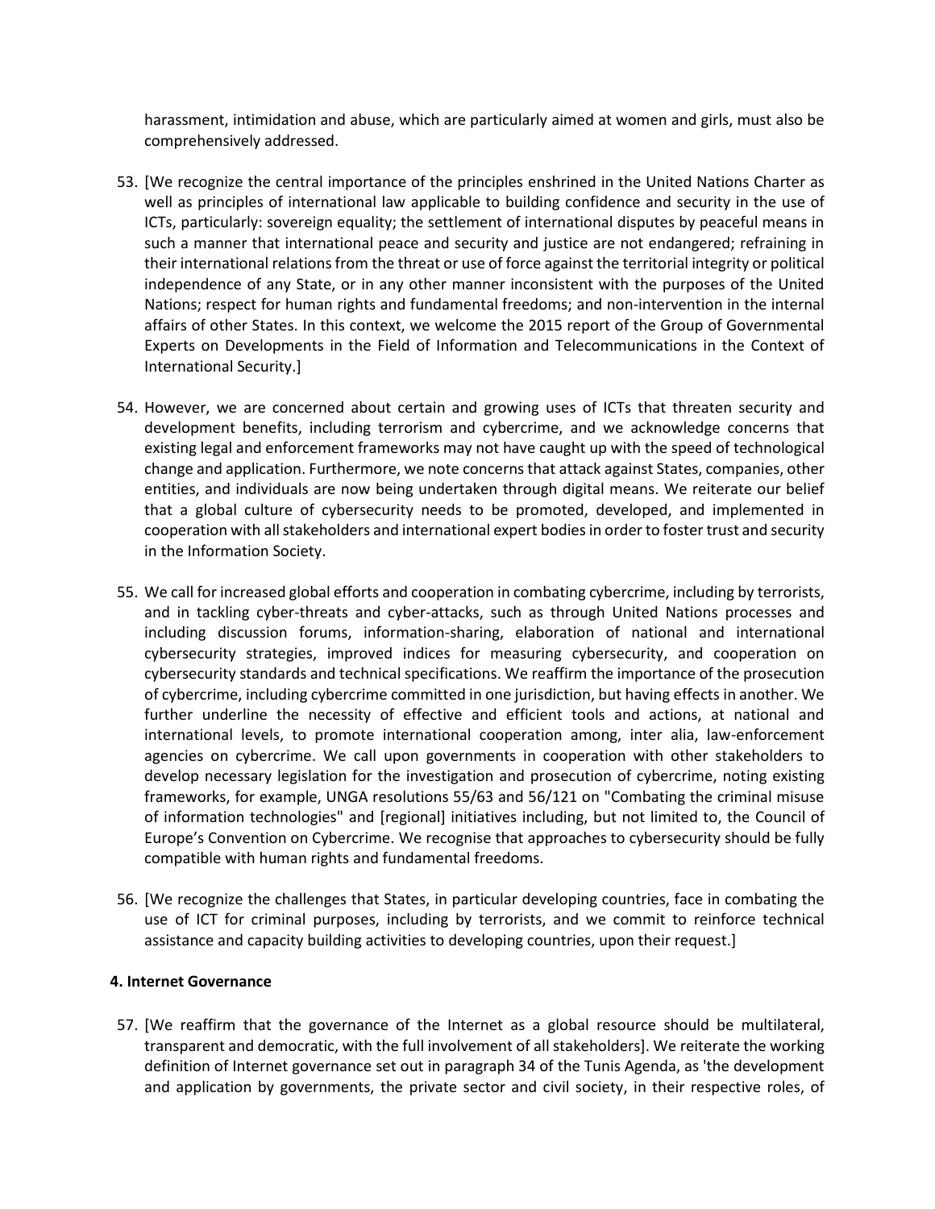harassment, intimidation and abuse, which are particularly aimed at women and girls, must also be comprehensively addressed.

53. [We recognize the central importance of the principles enshrined in the United Nations Charter as well as principles of international law applicable to building confidence and security in the use of ICTs, particularly: sovereign equality; the settlement of international disputes by peaceful means in such a manner that international peace and security and justice are not endangered; refraining in their international relations from the threat or use of force against the territorial integrity or political independence of any State, or in any other manner inconsistent with the purposes of the United Nations; respect for human rights and fundamental freedoms; and non-intervention in the internal affairs of other States. In this context, we welcome the 2015 report of the Group of Governmental Experts on Developments in the Field of Information and Telecommunications in the Context of International Security.]

54. However, we are concerned about certain and growing uses of ICTs that threaten security and development benefits, including terrorism and cybercrime, and we acknowledge concerns that existing legal and enforcement frameworks may not have caught up with the speed of technological change and application. Furthermore, we note concerns that attack against States, companies, other entities, and individuals are now being undertaken through digital means. We reiterate our belief that a global culture of cybersecurity needs to be promoted, developed, and implemented in cooperation with all stakeholders and international expert bodies in order to foster trust and security in the Information Society.

55. We call for increased global efforts and cooperation in combating cybercrime, including by terrorists, and in tackling cyber-threats and cyber-attacks, such as through United Nations processes and including discussion forums, information-sharing, elaboration of national and international cybersecurity strategies, improved indices for measuring cybersecurity, and cooperation on cybersecurity standards and technical specifications. We reaffirm the importance of the prosecution of cybercrime, including cybercrime committed in one jurisdiction, but having effects in another. We further underline the necessity of effective and efficient tools and actions, at national and international levels, to promote international cooperation among, inter alia, law-enforcement agencies on cybercrime. We call upon governments in cooperation with other stakeholders to develop necessary legislation for the investigation and prosecution of cybercrime, noting existing frameworks, for example, UNGA resolutions 55/63 and 56/121 on "Combating the criminal misuse of information technologies" and [regional] initiatives including, but not limited to, the Council of Europe's Convention on Cybercrime. We recognise that approaches to cybersecurity should be fully compatible with human rights and fundamental freedoms.

56. [We recognize the challenges that States, in particular developing countries, face in combating the use of ICT for criminal purposes, including by terrorists, and we commit to reinforce technical assistance and capacity building activities to developing countries, upon their request.]

### 4. Internet Governance

57. [We reaffirm that the governance of the Internet as a global resource should be multilateral, transparent and democratic, with the full involvement of all stakeholders]. We reiterate the working definition of Internet governance set out in paragraph 34 of the Tunis Agenda, as 'the development and application by governments, the private sector and civil society, in their respective roles, of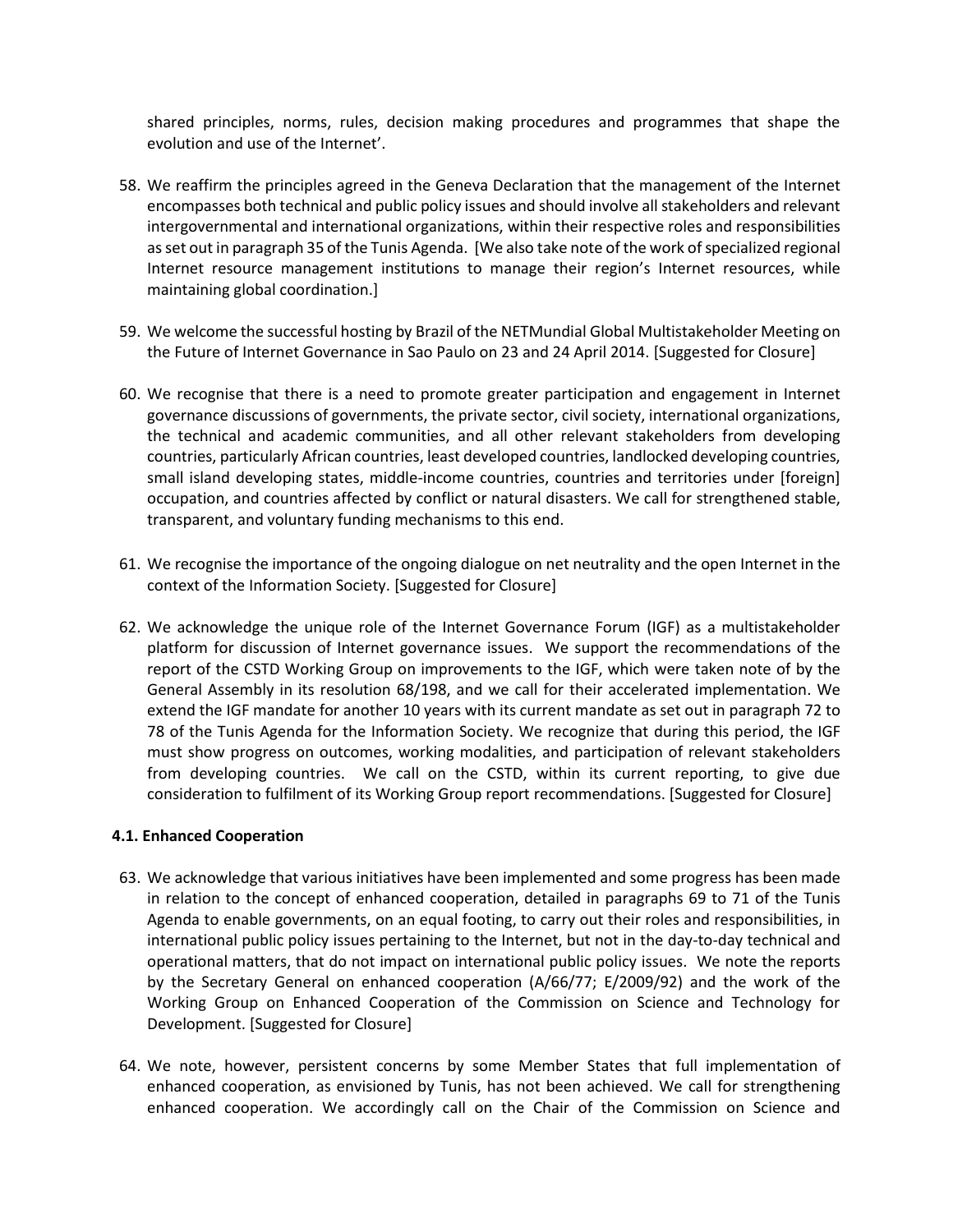shared principles, norms, rules, decision making procedures and programmes that shape the evolution and use of the Internet'.

58. We reaffirm the principles agreed in the Geneva Declaration that the management of the Internet encompasses both technical and public policy issues and should involve all stakeholders and relevant intergovernmental and international organizations, within their respective roles and responsibilities as set out in paragraph 35 of the Tunis Agenda. [We also take note of the work of specialized regional Internet resource management institutions to manage their region's Internet resources, while maintaining global coordination.]

59. We welcome the successful hosting by Brazil of the NETMundial Global Multistakeholder Meeting on the Future of Internet Governance in Sao Paulo on 23 and 24 April 2014. [Suggested for Closure]

60. We recognise that there is a need to promote greater participation and engagement in Internet governance discussions of governments, the private sector, civil society, international organizations, the technical and academic communities, and all other relevant stakeholders from developing countries, particularly African countries, least developed countries, landlocked developing countries, small island developing states, middle-income countries, countries and territories under [foreign] occupation, and countries affected by conflict or natural disasters. We call for strengthened stable, transparent, and voluntary funding mechanisms to this end.

61. We recognise the importance of the ongoing dialogue on net neutrality and the open Internet in the context of the Information Society. [Suggested for Closure]

62. We acknowledge the unique role of the Internet Governance Forum (IGF) as a multistakeholder platform for discussion of Internet governance issues. We support the recommendations of the report of the CSTD Working Group on improvements to the IGF, which were taken note of by the General Assembly in its resolution 68/198, and we call for their accelerated implementation. We extend the IGF mandate for another 10 years with its current mandate as set out in paragraph 72 to 78 of the Tunis Agenda for the Information Society. We recognize that during this period, the IGF must show progress on outcomes, working modalities, and participation of relevant stakeholders from developing countries. We call on the CSTD, within its current reporting, to give due consideration to fulfilment of its Working Group report recommendations. [Suggested for Closure]

### 4.1. Enhanced Cooperation

63. We acknowledge that various initiatives have been implemented and some progress has been made in relation to the concept of enhanced cooperation, detailed in paragraphs 69 to 71 of the Tunis Agenda to enable governments, on an equal footing, to carry out their roles and responsibilities, in international public policy issues pertaining to the Internet, but not in the day-to-day technical and operational matters, that do not impact on international public policy issues. We note the reports by the Secretary General on enhanced cooperation (A/66/77; E/2009/92) and the work of the Working Group on Enhanced Cooperation of the Commission on Science and Technology for Development. [Suggested for Closure]

64. We note, however, persistent concerns by some Member States that full implementation of enhanced cooperation, as envisioned by Tunis, has not been achieved. We call for strengthening enhanced cooperation. We accordingly call on the Chair of the Commission on Science and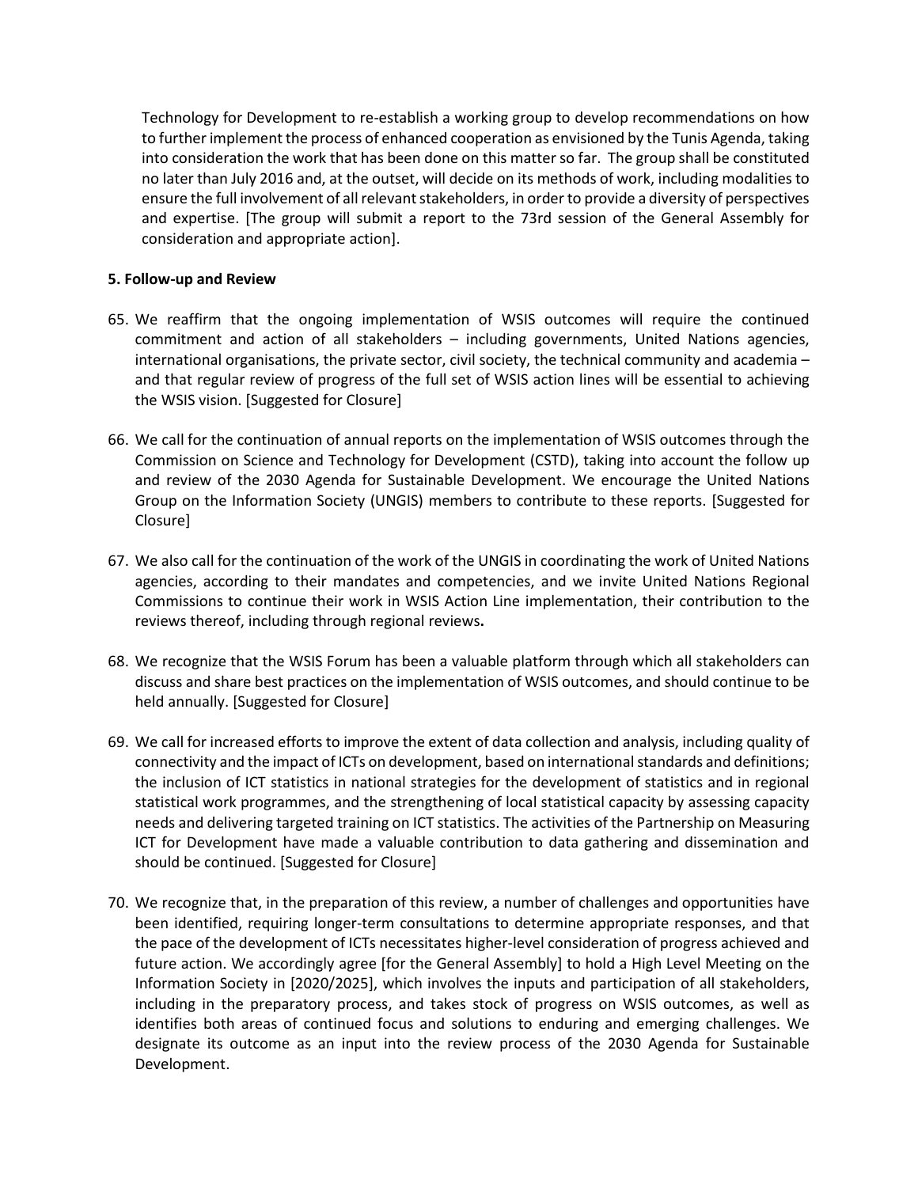Technology for Development to re-establish a working group to develop recommendations on how to further implement the process of enhanced cooperation as envisioned by the Tunis Agenda, taking into consideration the work that has been done on this matter so far. The group shall be constituted no later than July 2016 and, at the outset, will decide on its methods of work, including modalities to ensure the full involvement of all relevant stakeholders, in order to provide a diversity of perspectives and expertise. [The group will submit a report to the 73rd session of the General Assembly for consideration and appropriate action].

**5. Follow-up and Review**

65. We reaffirm that the ongoing implementation of WSIS outcomes will require the continued commitment and action of all stakeholders – including governments, United Nations agencies, international organisations, the private sector, civil society, the technical community and academia – and that regular review of progress of the full set of WSIS action lines will be essential to achieving the WSIS vision. [Suggested for Closure]

66. We call for the continuation of annual reports on the implementation of WSIS outcomes through the Commission on Science and Technology for Development (CSTD), taking into account the follow up and review of the 2030 Agenda for Sustainable Development. We encourage the United Nations Group on the Information Society (UNGIS) members to contribute to these reports. [Suggested for Closure]

67. We also call for the continuation of the work of the UNGIS in coordinating the work of United Nations agencies, according to their mandates and competencies, and we invite United Nations Regional Commissions to continue their work in WSIS Action Line implementation, their contribution to the reviews thereof, including through regional reviews**.**

68. We recognize that the WSIS Forum has been a valuable platform through which all stakeholders can discuss and share best practices on the implementation of WSIS outcomes, and should continue to be held annually. [Suggested for Closure]

69. We call for increased efforts to improve the extent of data collection and analysis, including quality of connectivity and the impact of ICTs on development, based on international standards and definitions; the inclusion of ICT statistics in national strategies for the development of statistics and in regional statistical work programmes, and the strengthening of local statistical capacity by assessing capacity needs and delivering targeted training on ICT statistics. The activities of the Partnership on Measuring ICT for Development have made a valuable contribution to data gathering and dissemination and should be continued. [Suggested for Closure]

70. We recognize that, in the preparation of this review, a number of challenges and opportunities have been identified, requiring longer-term consultations to determine appropriate responses, and that the pace of the development of ICTs necessitates higher-level consideration of progress achieved and future action. We accordingly agree [for the General Assembly] to hold a High Level Meeting on the Information Society in [2020/2025], which involves the inputs and participation of all stakeholders, including in the preparatory process, and takes stock of progress on WSIS outcomes, as well as identifies both areas of continued focus and solutions to enduring and emerging challenges. We designate its outcome as an input into the review process of the 2030 Agenda for Sustainable Development.